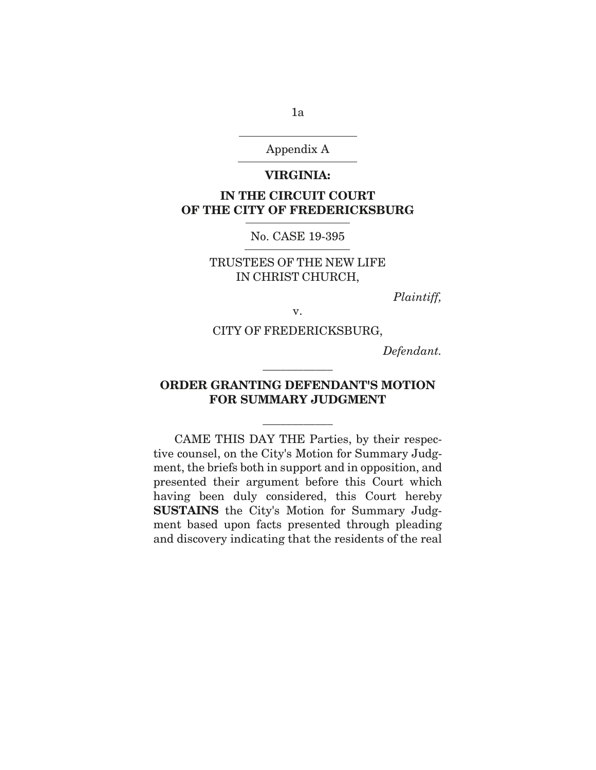Appendix A

**VIRGINIA:**

**IN THE CIRCUIT COURT OF THE CITY OF FREDERICKSBURG**

No. CASE 19-395

TRUSTEES OF THE NEW LIFE IN CHRIST CHURCH,

*Plaintiff,*

v.

CITY OF FREDERICKSBURG,

*Defendant.*

## ORDER GRANTING DEFENDANT'S MOTION FOR SUMMARY JUDGMENT

CAME THIS DAY THE Parties, by their respective counsel, on the City's Motion for Summary Judgment, the briefs both in support and in opposition, and presented their argument before this Court which having been duly considered, this Court hereby **SUSTAINS** the City's Motion for Summary Judgment based upon facts presented through pleading and discovery indicating that the residents of the real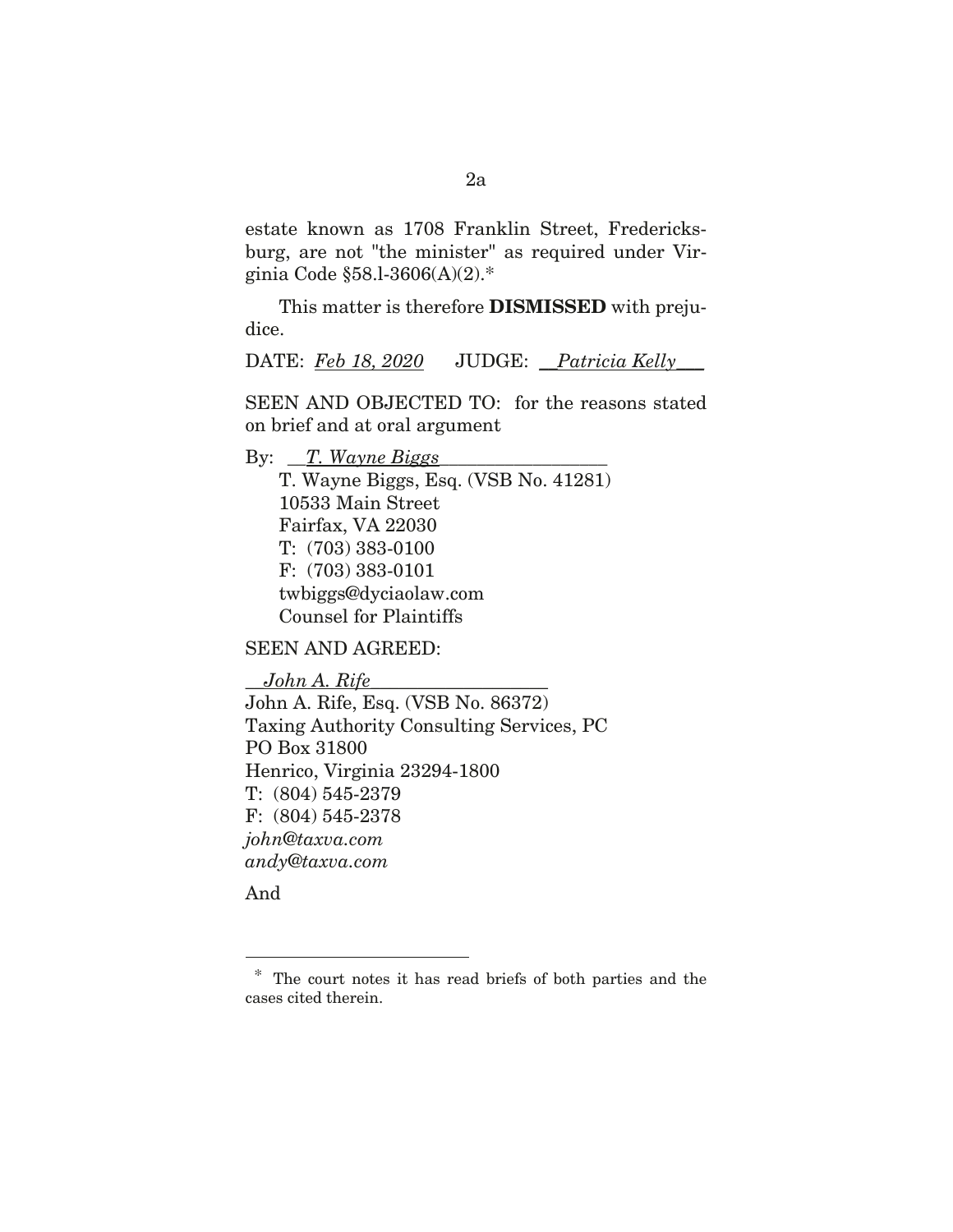estate known as 1708 Franklin Street, Fredericksburg, are not "the minister" as required under Virginia Code §58.l-3606(A)(2).*

This matter is therefore **DISMISSED** with prejudice.

DATE: *Feb 18, 2020*  JUDGE: *Patricia Kelly*

SEEN AND OBJECTED TO: for the reasons stated on brief and at oral argument

By: *T. Wayne Biggs*
T. Wayne Biggs, Esq. (VSB No. 41281)
10533 Main Street
Fairfax, VA 22030
T: (703) 383-0100
F: (703) 383-0101
twbiggs@dyciaolaw.com
Counsel for Plaintiffs

SEEN AND AGREED:

*John A. Rife*
John A. Rife, Esq. (VSB No. 86372)
Taxing Authority Consulting Services, PC
PO Box 31800
Henrico, Virginia 23294-1800
T: (804) 545-2379
F: (804) 545-2378
*john@taxva.com*
*andy@taxva.com*

And

* The court notes it has read briefs of both parties and the cases cited therein.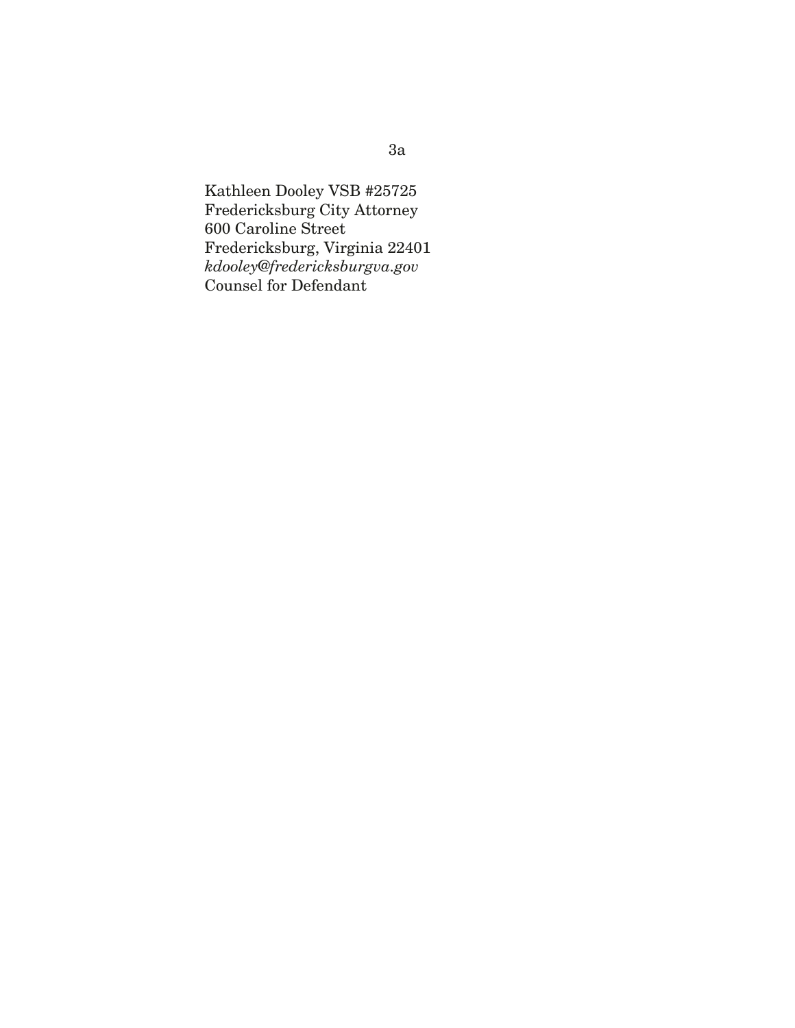Kathleen Dooley VSB #25725
Fredericksburg City Attorney
600 Caroline Street
Fredericksburg, Virginia 22401
*kdooley@fredericksburgva.gov*
Counsel for Defendant